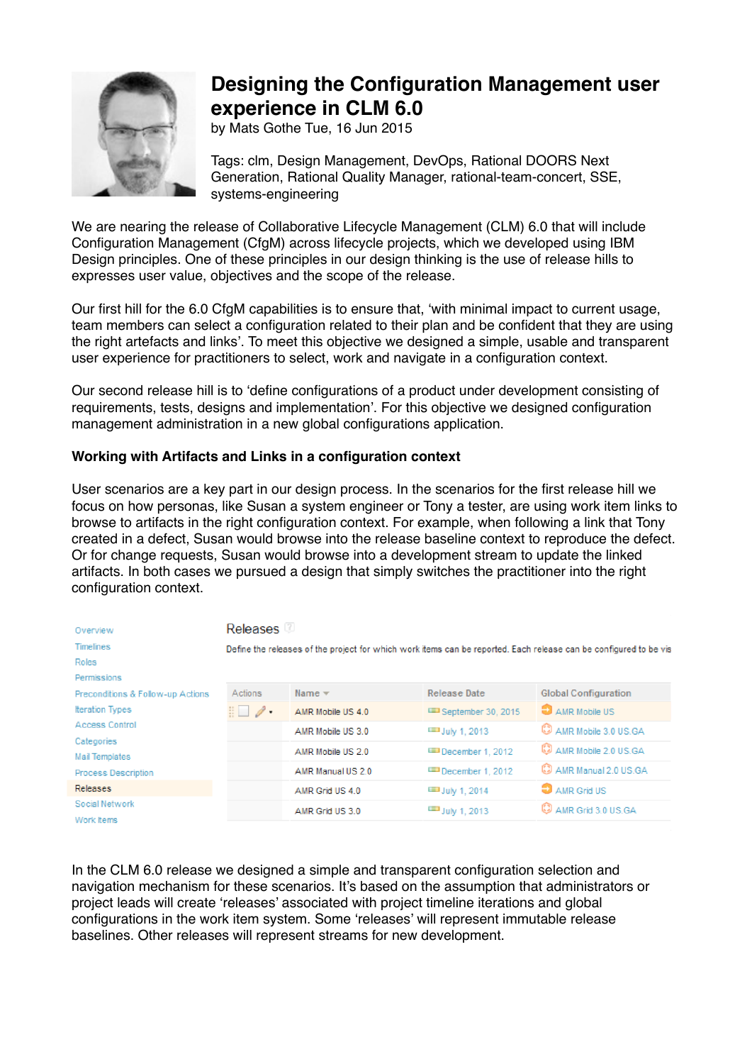# Designing the Configuration Management user experience in CLM 6.0

by Mats Gothe Tue, 16 Jun 2015

Tags: clm, Design Management, DevOps, Rational DOORS Next Generation, Rational Quality Manager, rational-team-concert, SSE, systems-engineering

We are nearing the release of Collaborative Lifecycle Management (CLM) 6.0 that will include Configuration Management (CfgM) across lifecycle projects, which we developed using IBM Design principles. One of these principles in our design thinking is the use of release hills to expresses user value, objectives and the scope of the release.

Our first hill for the 6.0 CfgM capabilities is to ensure that, 'with minimal impact to current usage, team members can select a configuration related to their plan and be confident that they are using the right artefacts and links'. To meet this objective we designed a simple, usable and transparent user experience for practitioners to select, work and navigate in a configuration context.

Our second release hill is to 'define configurations of a product under development consisting of requirements, tests, designs and implementation'. For this objective we designed configuration management administration in a new global configurations application.

**Working with Artifacts and Links in a configuration context**

User scenarios are a key part in our design process. In the scenarios for the first release hill we focus on how personas, like Susan a system engineer or Tony a tester, are using work item links to browse to artifacts in the right configuration context. For example, when following a link that Tony created in a defect, Susan would browse into the release baseline context to reproduce the defect. Or for change requests, Susan would browse into a development stream to update the linked artifacts. In both cases we pursued a design that simply switches the practitioner into the right configuration context.

- Overview
- Timelines
- Roles
- Permissions
- Preconditions & Follow-up Actions
- Iteration Types
- Access Control
- Categories
- Mail Templates
- Process Description
- Releases
- Social Network
- Work Items

Releases

Define the releases of the project for which work items can be reported. Each release can be configured to be vis

| Actions | Name | Release Date | Global Configuration |
|---|---|---|---|
| | AMR Mobile US 4.0 | September 30, 2015 | AMR Mobile US |
| | AMR Mobile US 3.0 | July 1, 2013 | AMR Mobile 3.0 US GA |
| | AMR Mobile US 2.0 | December 1, 2012 | AMR Mobile 2.0 US GA |
| | AMR Manual US 2.0 | December 1, 2012 | AMR Manual 2.0 US GA |
| | AMR Grid US 4.0 | July 1, 2014 | AMR Grid US |
| | AMR Grid US 3.0 | July 1, 2013 | AMR Grid 3.0 US GA |

In the CLM 6.0 release we designed a simple and transparent configuration selection and navigation mechanism for these scenarios. It's based on the assumption that administrators or project leads will create 'releases' associated with project timeline iterations and global configurations in the work item system. Some 'releases' will represent immutable release baselines. Other releases will represent streams for new development.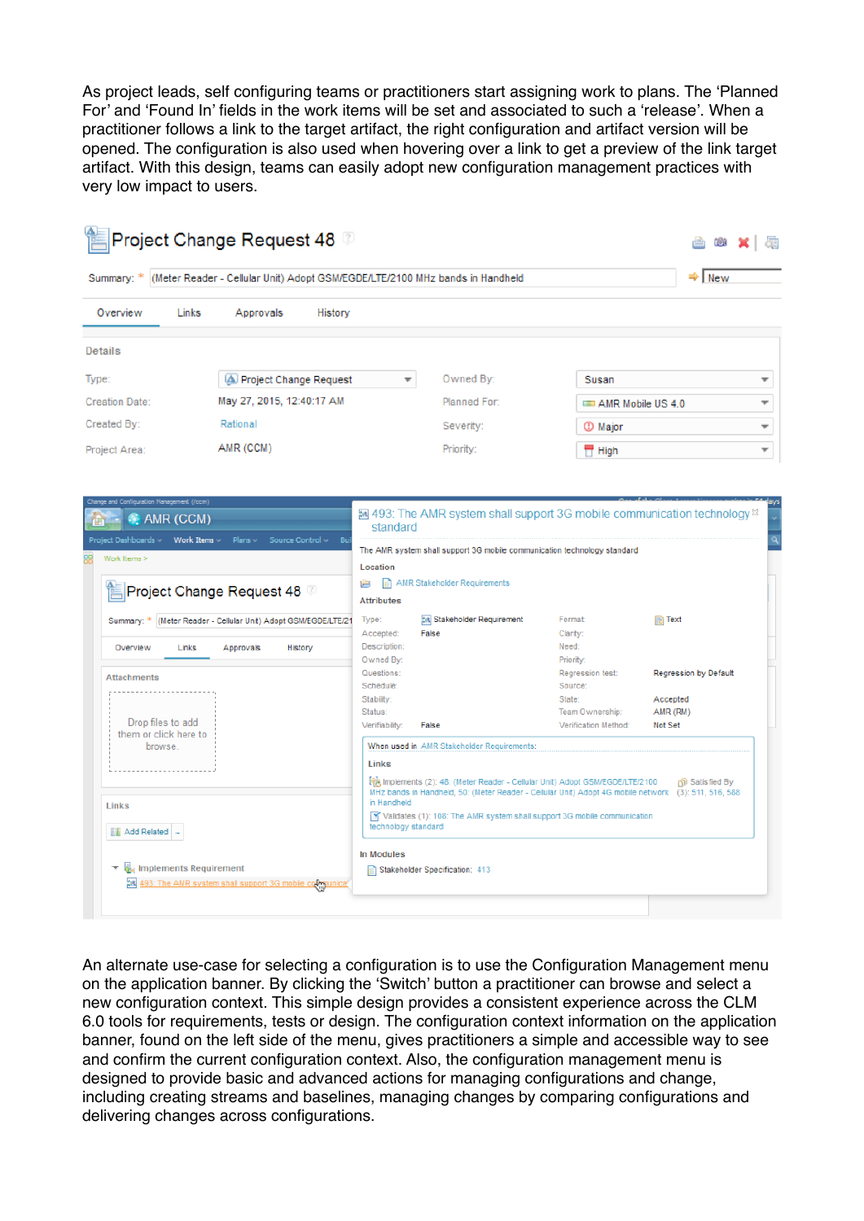As project leads, self configuring teams or practitioners start assigning work to plans. The 'Planned For' and 'Found In' fields in the work items will be set and associated to such a 'release'. When a practitioner follows a link to the target artifact, the right configuration and artifact version will be opened. The configuration is also used when hovering over a link to get a preview of the link target artifact. With this design, teams can easily adopt new configuration management practices with very low impact to users.

An alternate use-case for selecting a configuration is to use the Configuration Management menu on the application banner. By clicking the 'Switch' button a practitioner can browse and select a new configuration context. This simple design provides a consistent experience across the CLM 6.0 tools for requirements, tests or design. The configuration context information on the application banner, found on the left side of the menu, gives practitioners a simple and accessible way to see and confirm the current configuration context. Also, the configuration management menu is designed to provide basic and advanced actions for managing configurations and change, including creating streams and baselines, managing changes by comparing configurations and delivering changes across configurations.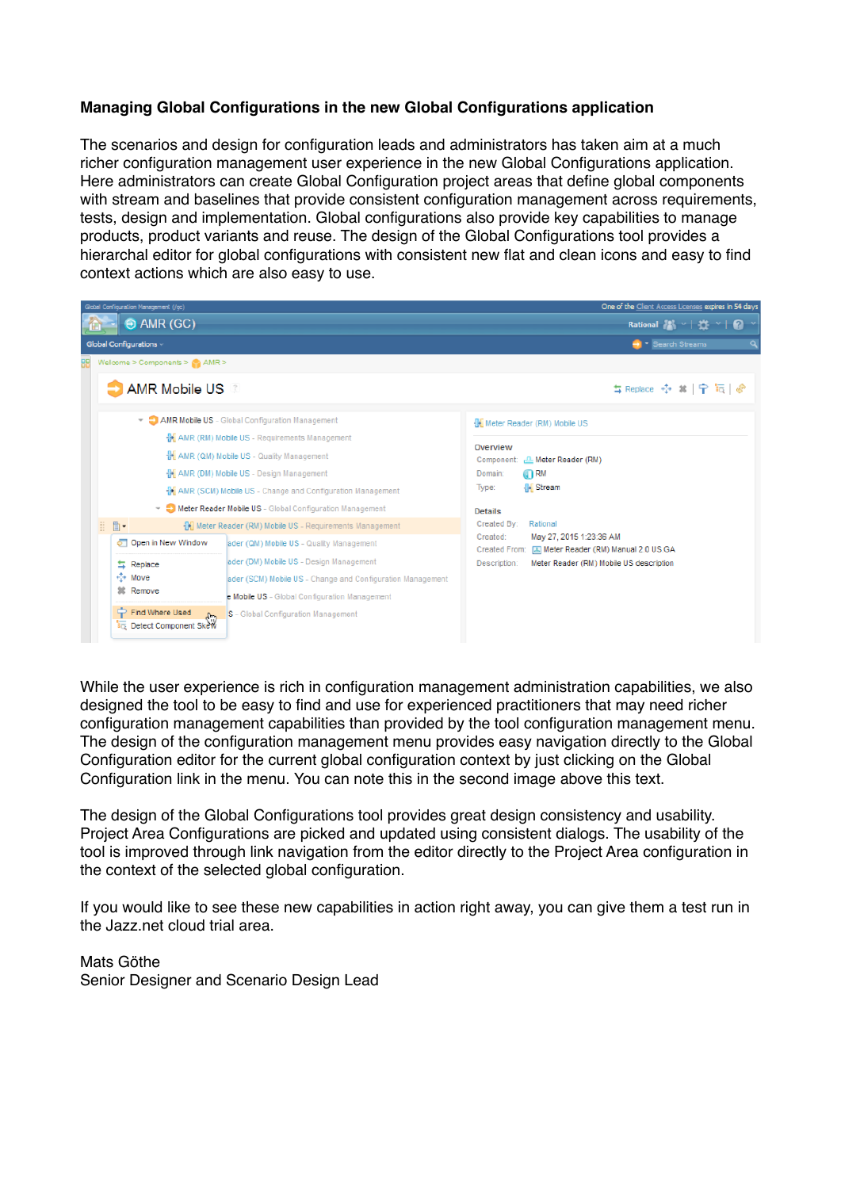**Managing Global Configurations in the new Global Configurations application**

The scenarios and design for configuration leads and administrators has taken aim at a much richer configuration management user experience in the new Global Configurations application. Here administrators can create Global Configuration project areas that define global components with stream and baselines that provide consistent configuration management across requirements, tests, design and implementation. Global configurations also provide key capabilities to manage products, product variants and reuse. The design of the Global Configurations tool provides a hierarchal editor for global configurations with consistent new flat and clean icons and easy to find context actions which are also easy to use.

While the user experience is rich in configuration management administration capabilities, we also designed the tool to be easy to find and use for experienced practitioners that may need richer configuration management capabilities than provided by the tool configuration management menu. The design of the configuration management menu provides easy navigation directly to the Global Configuration editor for the current global configuration context by just clicking on the Global Configuration link in the menu. You can note this in the second image above this text.

The design of the Global Configurations tool provides great design consistency and usability. Project Area Configurations are picked and updated using consistent dialogs. The usability of the tool is improved through link navigation from the editor directly to the Project Area configuration in the context of the selected global configuration.

If you would like to see these new capabilities in action right away, you can give them a test run in the Jazz.net cloud trial area.

Mats Göthe
Senior Designer and Scenario Design Lead